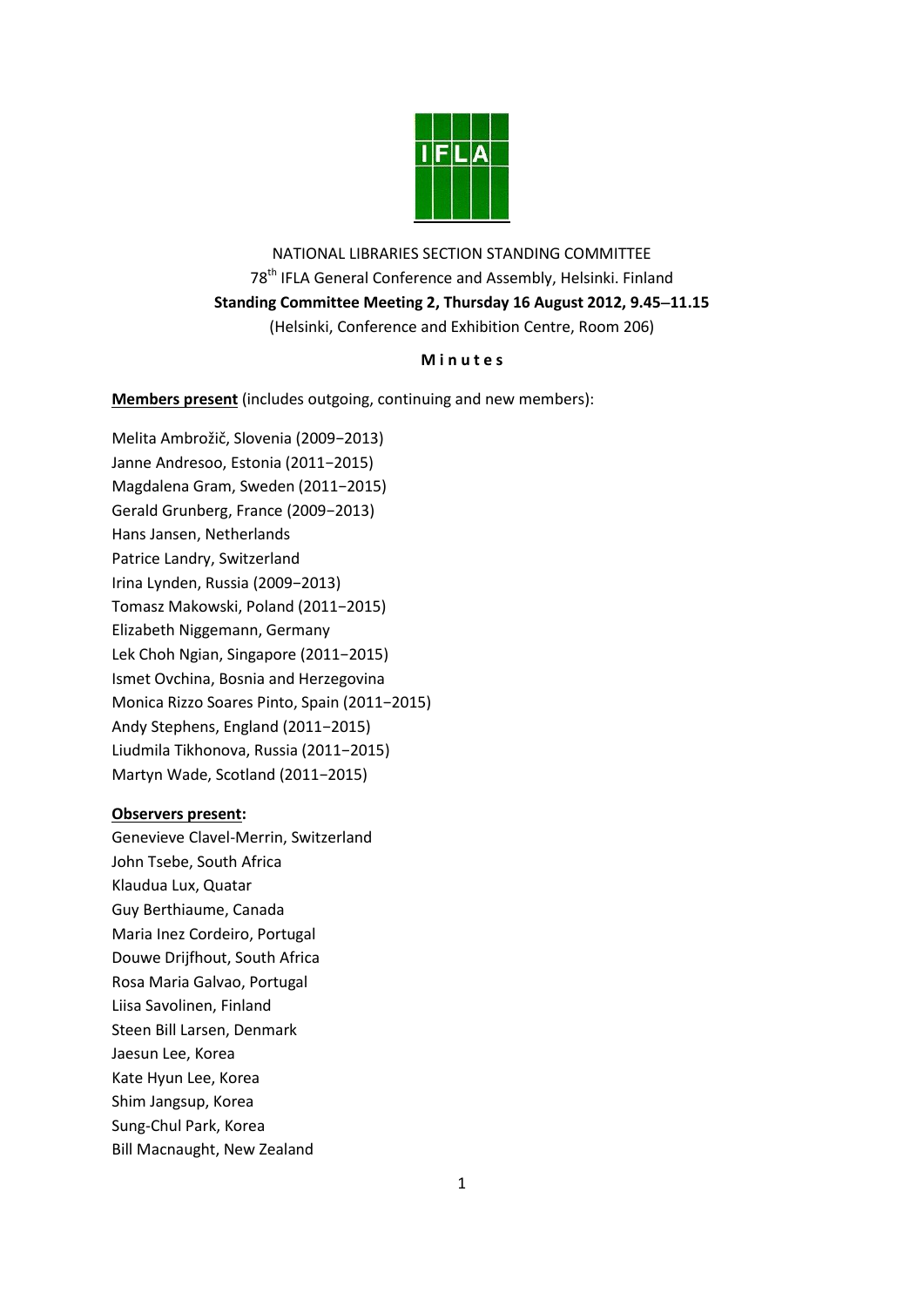NATIONAL LIBRARIES SECTION STANDING COMMITTEE

78th IFLA General Conference and Assembly, Helsinki. Finland

**Standing Committee Meeting 2, Thursday 16 August 2012, 9.45–11.15**

(Helsinki, Conference and Exhibition Centre, Room 206)

**M i n u t e s**

**Members present** (includes outgoing, continuing and new members):

Melita Ambrožič, Slovenia (2009−2013)
Janne Andresoo, Estonia (2011−2015)
Magdalena Gram, Sweden (2011−2015)
Gerald Grunberg, France (2009−2013)
Hans Jansen, Netherlands
Patrice Landry, Switzerland
Irina Lynden, Russia (2009−2013)
Tomasz Makowski, Poland (2011−2015)
Elizabeth Niggemann, Germany
Lek Choh Ngian, Singapore (2011−2015)
Ismet Ovchina, Bosnia and Herzegovina
Monica Rizzo Soares Pinto, Spain (2011−2015)
Andy Stephens, England (2011−2015)
Liudmila Tikhonova, Russia (2011−2015)
Martyn Wade, Scotland (2011−2015)

**Observers present:**

Genevieve Clavel-Merrin, Switzerland
John Tsebe, South Africa
Klaudua Lux, Quatar
Guy Berthiaume, Canada
Maria Inez Cordeiro, Portugal
Douwe Drijfhout, South Africa
Rosa Maria Galvao, Portugal
Liisa Savolinen, Finland
Steen Bill Larsen, Denmark
Jaesun Lee, Korea
Kate Hyun Lee, Korea
Shim Jangsup, Korea
Sung-Chul Park, Korea
Bill Macnaught, New Zealand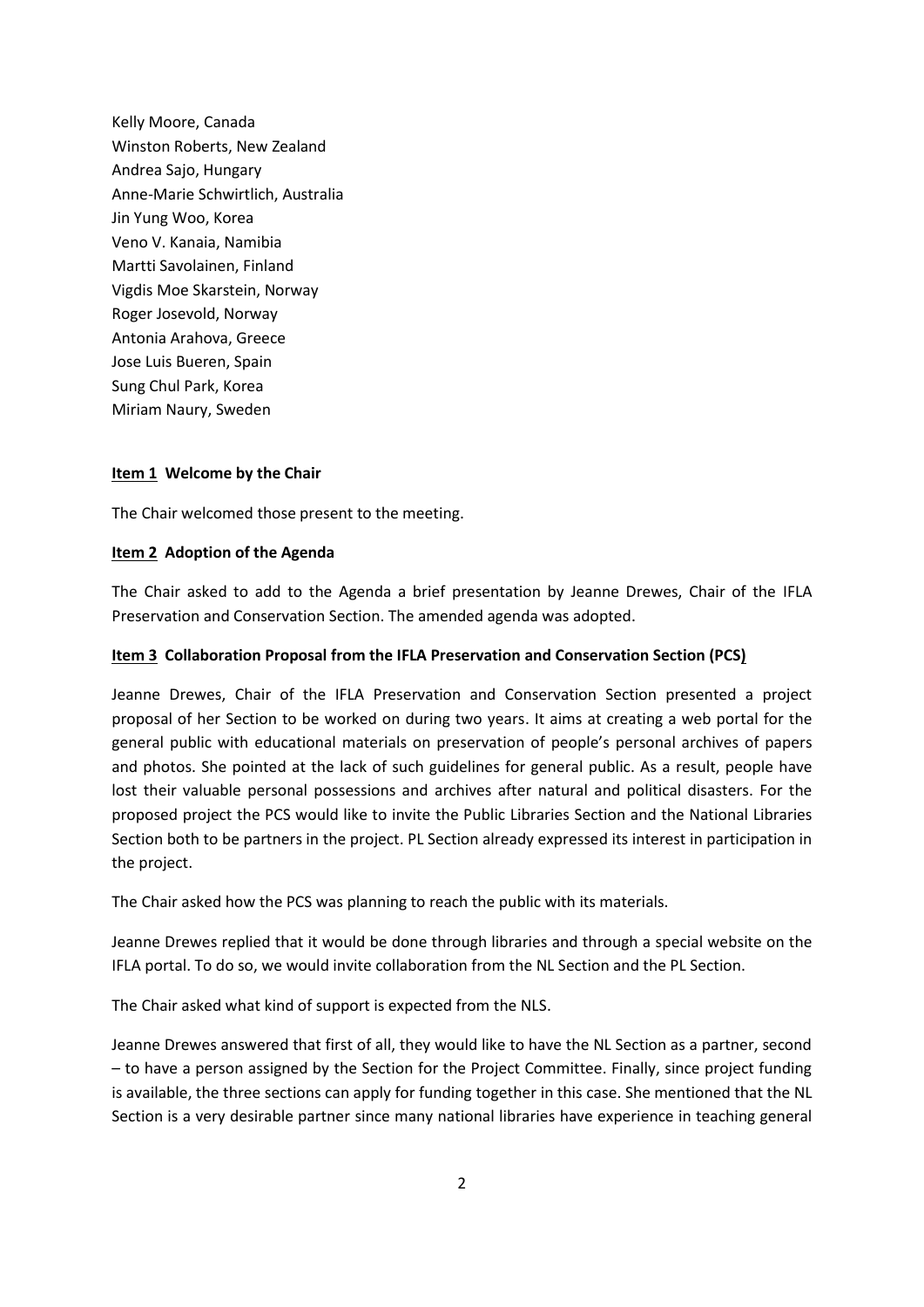Kelly Moore, Canada
Winston Roberts, New Zealand
Andrea Sajo, Hungary
Anne-Marie Schwirtlich, Australia
Jin Yung Woo, Korea
Veno V. Kanaia, Namibia
Martti Savolainen, Finland
Vigdis Moe Skarstein, Norway
Roger Josevold, Norway
Antonia Arahova, Greece
Jose Luis Bueren, Spain
Sung Chul Park, Korea
Miriam Naury, Sweden

**Item 1 Welcome by the Chair**

The Chair welcomed those present to the meeting.

**Item 2 Adoption of the Agenda**

The Chair asked to add to the Agenda a brief presentation by Jeanne Drewes, Chair of the IFLA Preservation and Conservation Section. The amended agenda was adopted.

**Item 3 Collaboration Proposal from the IFLA Preservation and Conservation Section (PCS)**

Jeanne Drewes, Chair of the IFLA Preservation and Conservation Section presented a project proposal of her Section to be worked on during two years. It aims at creating a web portal for the general public with educational materials on preservation of people's personal archives of papers and photos. She pointed at the lack of such guidelines for general public. As a result, people have lost their valuable personal possessions and archives after natural and political disasters. For the proposed project the PCS would like to invite the Public Libraries Section and the National Libraries Section both to be partners in the project. PL Section already expressed its interest in participation in the project.

The Chair asked how the PCS was planning to reach the public with its materials.

Jeanne Drewes replied that it would be done through libraries and through a special website on the IFLA portal. To do so, we would invite collaboration from the NL Section and the PL Section.

The Chair asked what kind of support is expected from the NLS.

Jeanne Drewes answered that first of all, they would like to have the NL Section as a partner, second – to have a person assigned by the Section for the Project Committee. Finally, since project funding is available, the three sections can apply for funding together in this case. She mentioned that the NL Section is a very desirable partner since many national libraries have experience in teaching general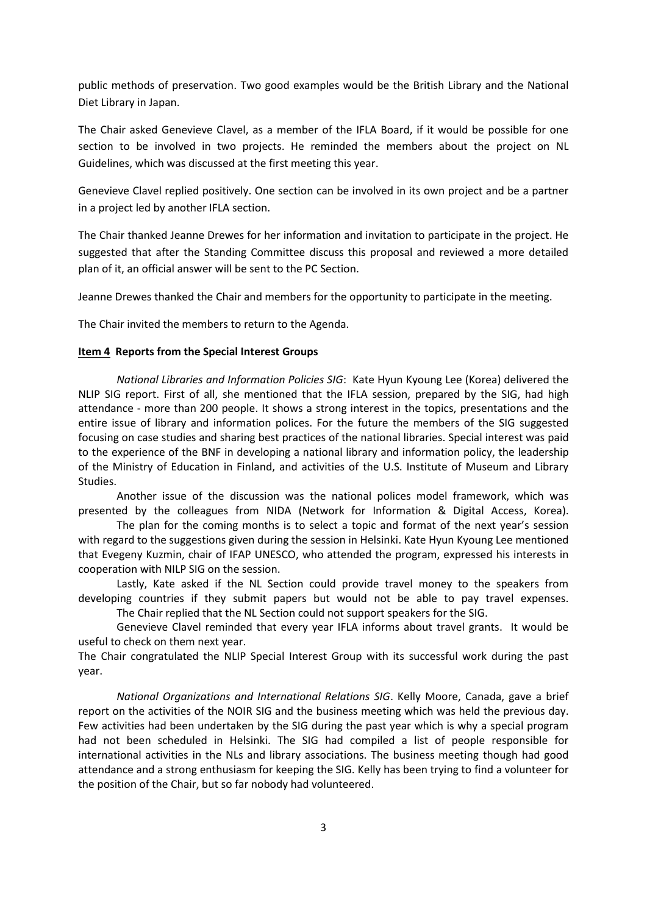public methods of preservation. Two good examples would be the British Library and the National Diet Library in Japan.

The Chair asked Genevieve Clavel, as a member of the IFLA Board, if it would be possible for one section to be involved in two projects. He reminded the members about the project on NL Guidelines, which was discussed at the first meeting this year.

Genevieve Clavel replied positively. One section can be involved in its own project and be a partner in a project led by another IFLA section.

The Chair thanked Jeanne Drewes for her information and invitation to participate in the project. He suggested that after the Standing Committee discuss this proposal and reviewed a more detailed plan of it, an official answer will be sent to the PC Section.

Jeanne Drewes thanked the Chair and members for the opportunity to participate in the meeting.

The Chair invited the members to return to the Agenda.

**Item 4 Reports from the Special Interest Groups**

*National Libraries and Information Policies SIG*: Kate Hyun Kyoung Lee (Korea) delivered the NLIP SIG report. First of all, she mentioned that the IFLA session, prepared by the SIG, had high attendance - more than 200 people. It shows a strong interest in the topics, presentations and the entire issue of library and information polices. For the future the members of the SIG suggested focusing on case studies and sharing best practices of the national libraries. Special interest was paid to the experience of the BNF in developing a national library and information policy, the leadership of the Ministry of Education in Finland, and activities of the U.S. Institute of Museum and Library Studies.

Another issue of the discussion was the national polices model framework, which was presented by the colleagues from NIDA (Network for Information & Digital Access, Korea).

The plan for the coming months is to select a topic and format of the next year's session with regard to the suggestions given during the session in Helsinki. Kate Hyun Kyoung Lee mentioned that Evegeny Kuzmin, chair of IFAP UNESCO, who attended the program, expressed his interests in cooperation with NILP SIG on the session.

Lastly, Kate asked if the NL Section could provide travel money to the speakers from developing countries if they submit papers but would not be able to pay travel expenses.

The Chair replied that the NL Section could not support speakers for the SIG.

Genevieve Clavel reminded that every year IFLA informs about travel grants. It would be useful to check on them next year.

The Chair congratulated the NLIP Special Interest Group with its successful work during the past year.

*National Organizations and International Relations SIG*. Kelly Moore, Canada, gave a brief report on the activities of the NOIR SIG and the business meeting which was held the previous day. Few activities had been undertaken by the SIG during the past year which is why a special program had not been scheduled in Helsinki. The SIG had compiled a list of people responsible for international activities in the NLs and library associations. The business meeting though had good attendance and a strong enthusiasm for keeping the SIG. Kelly has been trying to find a volunteer for the position of the Chair, but so far nobody had volunteered.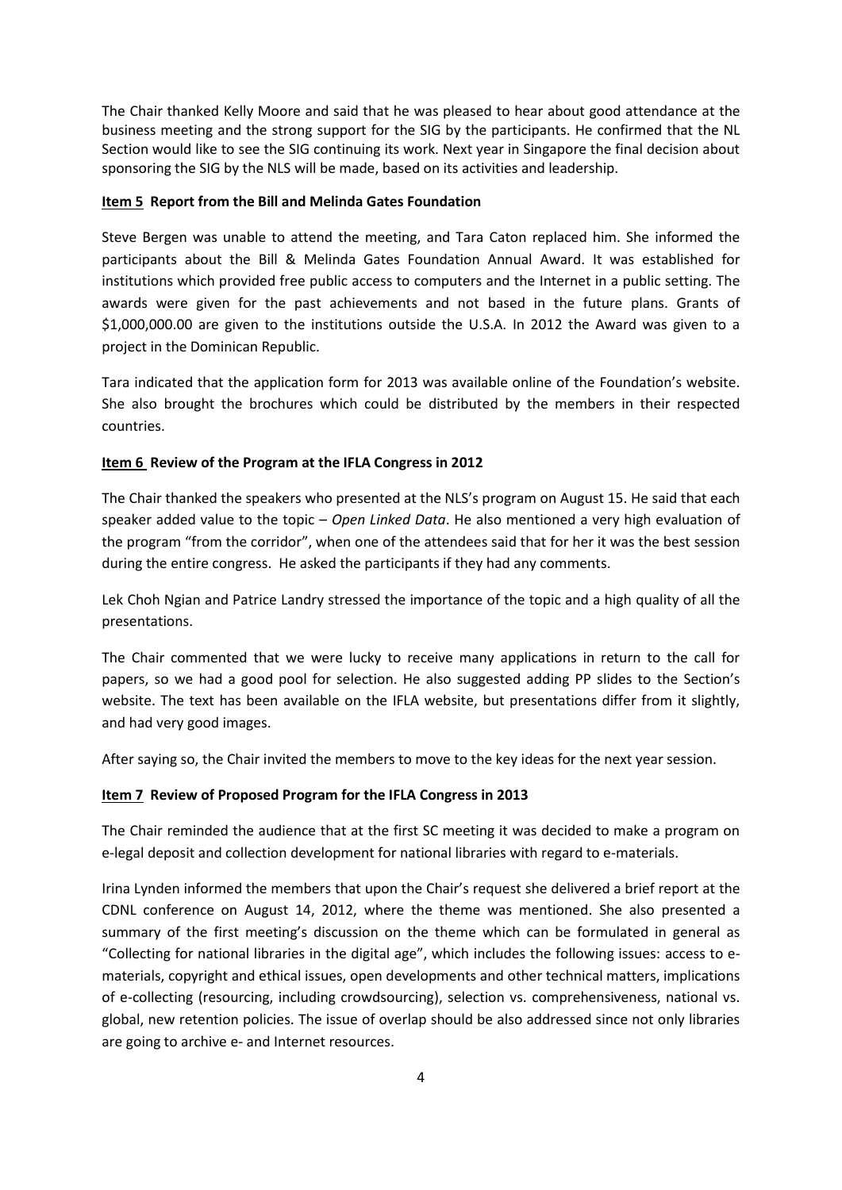The Chair thanked Kelly Moore and said that he was pleased to hear about good attendance at the business meeting and the strong support for the SIG by the participants. He confirmed that the NL Section would like to see the SIG continuing its work. Next year in Singapore the final decision about sponsoring the SIG by the NLS will be made, based on its activities and leadership.

**Item 5 Report from the Bill and Melinda Gates Foundation**

Steve Bergen was unable to attend the meeting, and Tara Caton replaced him. She informed the participants about the Bill & Melinda Gates Foundation Annual Award. It was established for institutions which provided free public access to computers and the Internet in a public setting. The awards were given for the past achievements and not based in the future plans. Grants of $1,000,000.00 are given to the institutions outside the U.S.A. In 2012 the Award was given to a project in the Dominican Republic.

Tara indicated that the application form for 2013 was available online of the Foundation's website. She also brought the brochures which could be distributed by the members in their respected countries.

**Item 6 Review of the Program at the IFLA Congress in 2012**

The Chair thanked the speakers who presented at the NLS's program on August 15. He said that each speaker added value to the topic – *Open Linked Data*. He also mentioned a very high evaluation of the program "from the corridor", when one of the attendees said that for her it was the best session during the entire congress. He asked the participants if they had any comments.

Lek Choh Ngian and Patrice Landry stressed the importance of the topic and a high quality of all the presentations.

The Chair commented that we were lucky to receive many applications in return to the call for papers, so we had a good pool for selection. He also suggested adding PP slides to the Section's website. The text has been available on the IFLA website, but presentations differ from it slightly, and had very good images.

After saying so, the Chair invited the members to move to the key ideas for the next year session.

**Item 7 Review of Proposed Program for the IFLA Congress in 2013**

The Chair reminded the audience that at the first SC meeting it was decided to make a program on e-legal deposit and collection development for national libraries with regard to e-materials.

Irina Lynden informed the members that upon the Chair's request she delivered a brief report at the CDNL conference on August 14, 2012, where the theme was mentioned. She also presented a summary of the first meeting's discussion on the theme which can be formulated in general as "Collecting for national libraries in the digital age", which includes the following issues: access to e-materials, copyright and ethical issues, open developments and other technical matters, implications of e-collecting (resourcing, including crowdsourcing), selection vs. comprehensiveness, national vs. global, new retention policies. The issue of overlap should be also addressed since not only libraries are going to archive e- and Internet resources.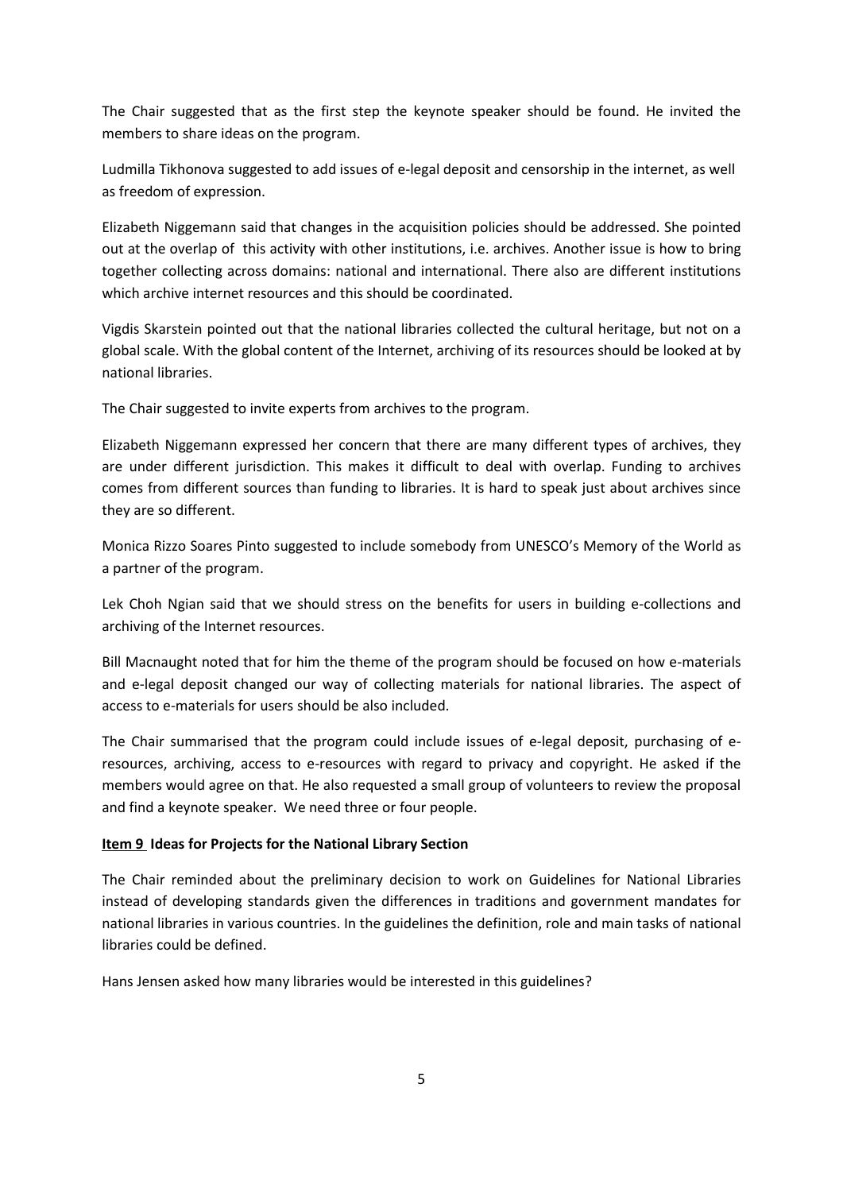The Chair suggested that as the first step the keynote speaker should be found. He invited the members to share ideas on the program.

Ludmilla Tikhonova suggested to add issues of e-legal deposit and censorship in the internet, as well as freedom of expression.

Elizabeth Niggemann said that changes in the acquisition policies should be addressed. She pointed out at the overlap of this activity with other institutions, i.e. archives. Another issue is how to bring together collecting across domains: national and international. There also are different institutions which archive internet resources and this should be coordinated.

Vigdis Skarstein pointed out that the national libraries collected the cultural heritage, but not on a global scale. With the global content of the Internet, archiving of its resources should be looked at by national libraries.

The Chair suggested to invite experts from archives to the program.

Elizabeth Niggemann expressed her concern that there are many different types of archives, they are under different jurisdiction. This makes it difficult to deal with overlap. Funding to archives comes from different sources than funding to libraries. It is hard to speak just about archives since they are so different.

Monica Rizzo Soares Pinto suggested to include somebody from UNESCO's Memory of the World as a partner of the program.

Lek Choh Ngian said that we should stress on the benefits for users in building e-collections and archiving of the Internet resources.

Bill Macnaught noted that for him the theme of the program should be focused on how e-materials and e-legal deposit changed our way of collecting materials for national libraries. The aspect of access to e-materials for users should be also included.

The Chair summarised that the program could include issues of e-legal deposit, purchasing of e-resources, archiving, access to e-resources with regard to privacy and copyright. He asked if the members would agree on that. He also requested a small group of volunteers to review the proposal and find a keynote speaker. We need three or four people.

**Item 9 Ideas for Projects for the National Library Section**

The Chair reminded about the preliminary decision to work on Guidelines for National Libraries instead of developing standards given the differences in traditions and government mandates for national libraries in various countries. In the guidelines the definition, role and main tasks of national libraries could be defined.

Hans Jensen asked how many libraries would be interested in this guidelines?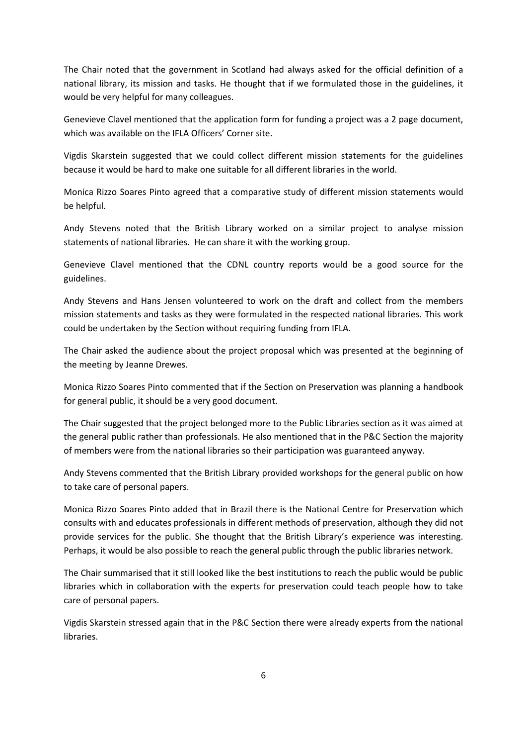The Chair noted that the government in Scotland had always asked for the official definition of a national library, its mission and tasks. He thought that if we formulated those in the guidelines, it would be very helpful for many colleagues.

Genevieve Clavel mentioned that the application form for funding a project was a 2 page document, which was available on the IFLA Officers' Corner site.

Vigdis Skarstein suggested that we could collect different mission statements for the guidelines because it would be hard to make one suitable for all different libraries in the world.

Monica Rizzo Soares Pinto agreed that a comparative study of different mission statements would be helpful.

Andy Stevens noted that the British Library worked on a similar project to analyse mission statements of national libraries. He can share it with the working group.

Genevieve Clavel mentioned that the CDNL country reports would be a good source for the guidelines.

Andy Stevens and Hans Jensen volunteered to work on the draft and collect from the members mission statements and tasks as they were formulated in the respected national libraries. This work could be undertaken by the Section without requiring funding from IFLA.

The Chair asked the audience about the project proposal which was presented at the beginning of the meeting by Jeanne Drewes.

Monica Rizzo Soares Pinto commented that if the Section on Preservation was planning a handbook for general public, it should be a very good document.

The Chair suggested that the project belonged more to the Public Libraries section as it was aimed at the general public rather than professionals. He also mentioned that in the P&C Section the majority of members were from the national libraries so their participation was guaranteed anyway.

Andy Stevens commented that the British Library provided workshops for the general public on how to take care of personal papers.

Monica Rizzo Soares Pinto added that in Brazil there is the National Centre for Preservation which consults with and educates professionals in different methods of preservation, although they did not provide services for the public. She thought that the British Library's experience was interesting. Perhaps, it would be also possible to reach the general public through the public libraries network.

The Chair summarised that it still looked like the best institutions to reach the public would be public libraries which in collaboration with the experts for preservation could teach people how to take care of personal papers.

Vigdis Skarstein stressed again that in the P&C Section there were already experts from the national libraries.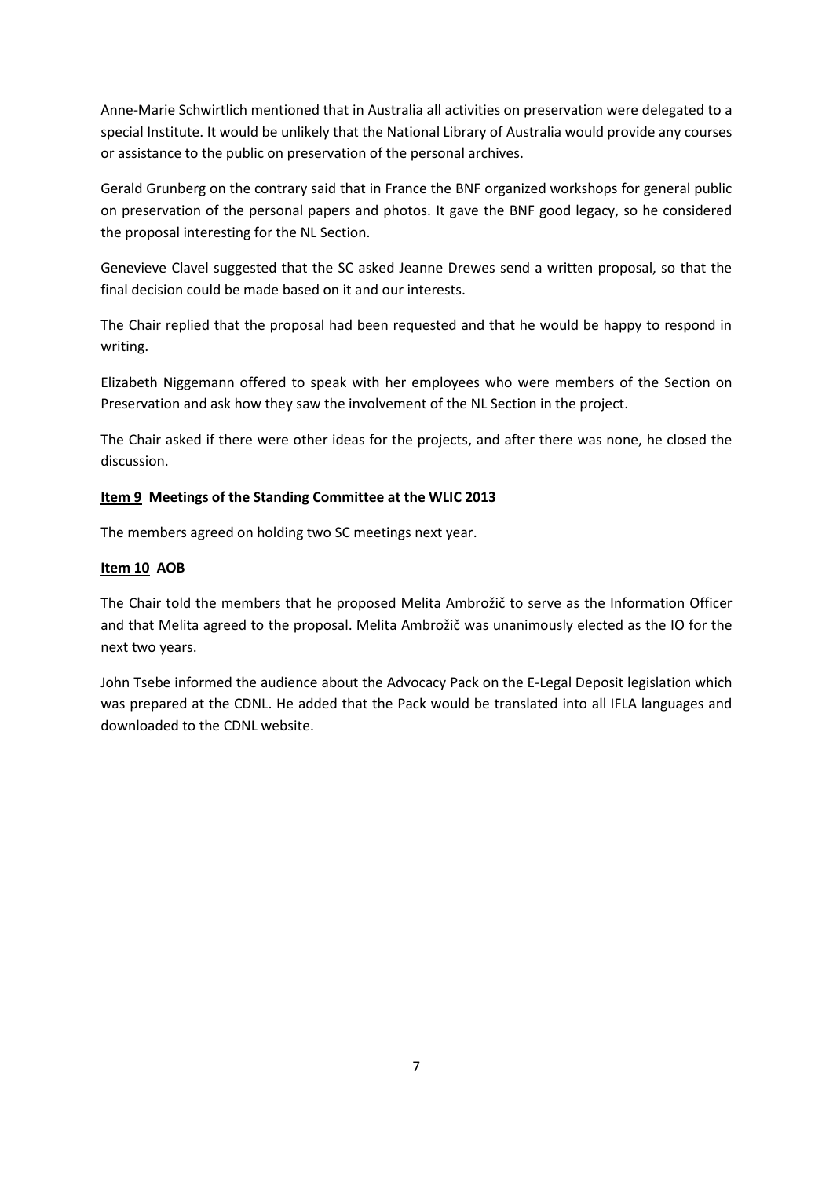Anne-Marie Schwirtlich mentioned that in Australia all activities on preservation were delegated to a special Institute. It would be unlikely that the National Library of Australia would provide any courses or assistance to the public on preservation of the personal archives.

Gerald Grunberg on the contrary said that in France the BNF organized workshops for general public on preservation of the personal papers and photos. It gave the BNF good legacy, so he considered the proposal interesting for the NL Section.

Genevieve Clavel suggested that the SC asked Jeanne Drewes send a written proposal, so that the final decision could be made based on it and our interests.

The Chair replied that the proposal had been requested and that he would be happy to respond in writing.

Elizabeth Niggemann offered to speak with her employees who were members of the Section on Preservation and ask how they saw the involvement of the NL Section in the project.

The Chair asked if there were other ideas for the projects, and after there was none, he closed the discussion.

**Item 9 Meetings of the Standing Committee at the WLIC 2013**

The members agreed on holding two SC meetings next year.

**Item 10 AOB**

The Chair told the members that he proposed Melita Ambrožič to serve as the Information Officer and that Melita agreed to the proposal. Melita Ambrožič was unanimously elected as the IO for the next two years.

John Tsebe informed the audience about the Advocacy Pack on the E-Legal Deposit legislation which was prepared at the CDNL. He added that the Pack would be translated into all IFLA languages and downloaded to the CDNL website.